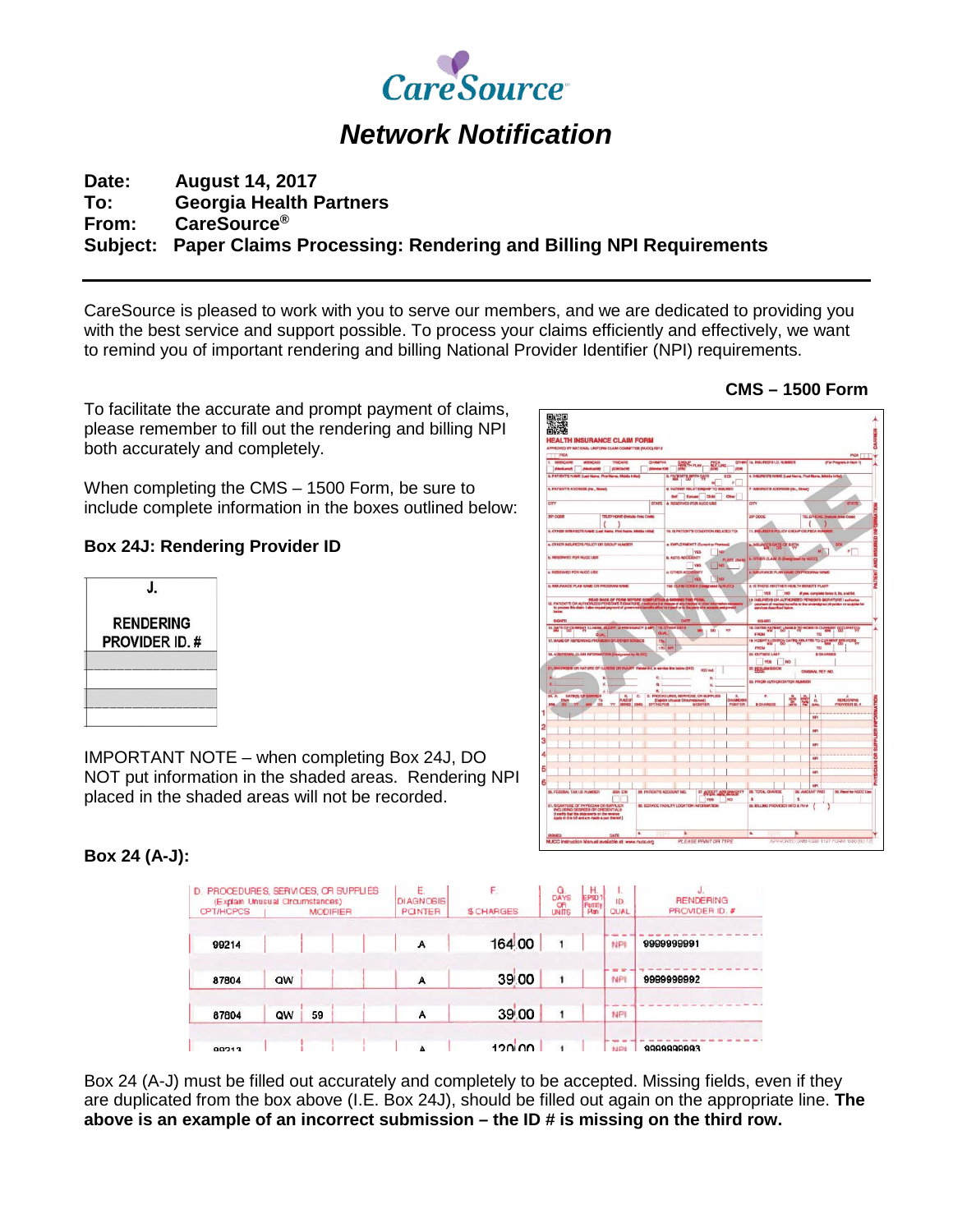CareSource

# Network Notification

**Date:** August 14, 2017
**To:** Georgia Health Partners
**From:** CareSource®
**Subject:** Paper Claims Processing: Rendering and Billing NPI Requirements

---

CareSource is pleased to work with you to serve our members, and we are dedicated to providing you with the best service and support possible. To process your claims efficiently and effectively, we want to remind you of important rendering and billing National Provider Identifier (NPI) requirements.

**CMS – 1500 Form**

To facilitate the accurate and prompt payment of claims, please remember to fill out the rendering and billing NPI both accurately and completely.

When completing the CMS – 1500 Form, be sure to include complete information in the boxes outlined below:

### Box 24J: Rendering Provider ID

| J. RENDERING PROVIDER ID. # |
|---|
| |
| |
| |
| |

IMPORTANT NOTE – when completing Box 24J, DO NOT put information in the shaded areas. Rendering NPI placed in the shaded areas will not be recorded.

### Box 24 (A-J):

| D. PROCEDURES, SERVICES, OR SUPPLIES (Explain Unusual Circumstances) CPT/HCPCS | MODIFIER | | | | E. DIAGNOSIS POINTER | F. $ CHARGES | G. DAYS OR UNITS | H. EPSDT Family Plan | I. ID. QUAL | J. RENDERING PROVIDER ID. # |
|---|---|---|---|---|---|---|---|---|---|---|
| 99214 | | | | | A | 164 00 | 1 | | NPI | 9999999991 |
| 87804 | QW | | | | A | 39 00 | 1 | | NPI | 9999999992 |
| 87804 | QW | 59 | | | A | 39 00 | 1 | | NPI | |
| 99213 | | | | | A | 120 00 | 1 | | NPI | 9999999993 |

Box 24 (A-J) must be filled out accurately and completely to be accepted. Missing fields, even if they are duplicated from the box above (I.E. Box 24J), should be filled out again on the appropriate line. **The above is an example of an incorrect submission – the ID # is missing on the third row.**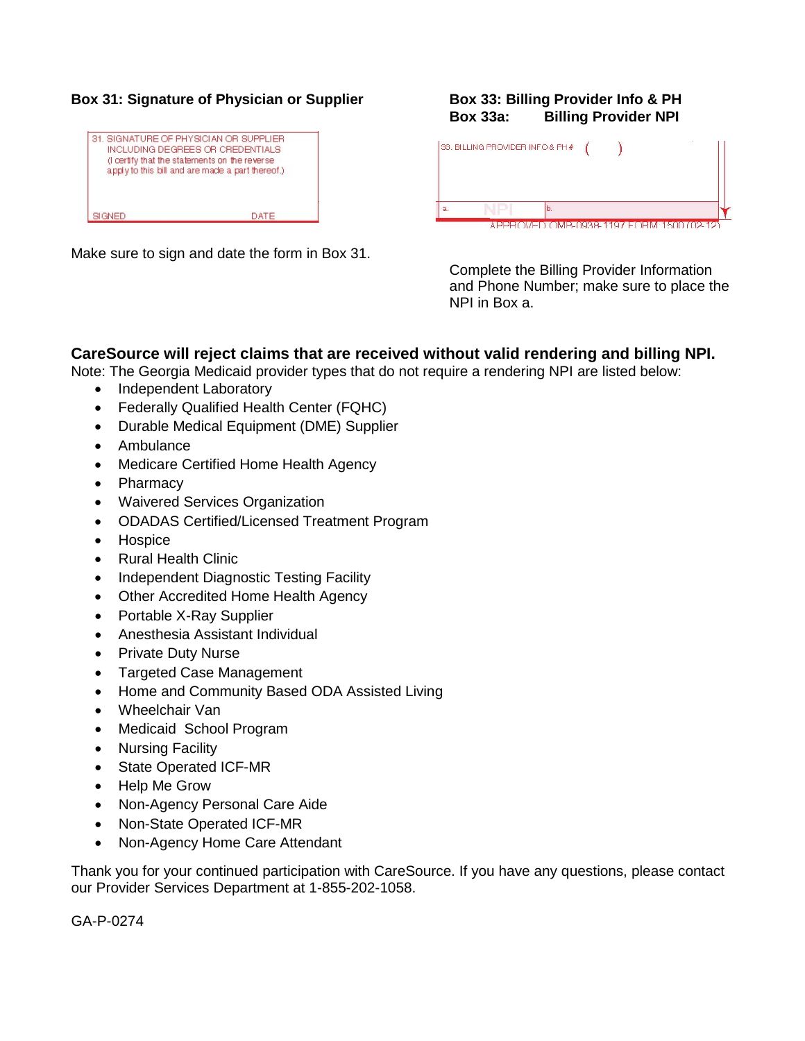**Box 31: Signature of Physician or Supplier**

31. SIGNATURE OF PHYSICIAN OR SUPPLIER INCLUDING DEGREES OR CREDENTIALS (I certify that the statements on the reverse apply to this bill and are made a part thereof.)

SIGNED DATE

Make sure to sign and date the form in Box 31.

**Box 33: Billing Provider Info & PH**
**Box 33a: Billing Provider NPI**

33. BILLING PROVIDER INFO & PH # ( )

a. NPI b.

APPROVED OMB-0938-1197 FORM 1500 (02-12)

Complete the Billing Provider Information and Phone Number; make sure to place the NPI in Box a.

**CareSource will reject claims that are received without valid rendering and billing NPI.**

Note: The Georgia Medicaid provider types that do not require a rendering NPI are listed below:

- Independent Laboratory
- Federally Qualified Health Center (FQHC)
- Durable Medical Equipment (DME) Supplier
- Ambulance
- Medicare Certified Home Health Agency
- Pharmacy
- Waivered Services Organization
- ODADAS Certified/Licensed Treatment Program
- Hospice
- Rural Health Clinic
- Independent Diagnostic Testing Facility
- Other Accredited Home Health Agency
- Portable X-Ray Supplier
- Anesthesia Assistant Individual
- Private Duty Nurse
- Targeted Case Management
- Home and Community Based ODA Assisted Living
- Wheelchair Van
- Medicaid School Program
- Nursing Facility
- State Operated ICF-MR
- Help Me Grow
- Non-Agency Personal Care Aide
- Non-State Operated ICF-MR
- Non-Agency Home Care Attendant

Thank you for your continued participation with CareSource. If you have any questions, please contact our Provider Services Department at 1-855-202-1058.

GA-P-0274